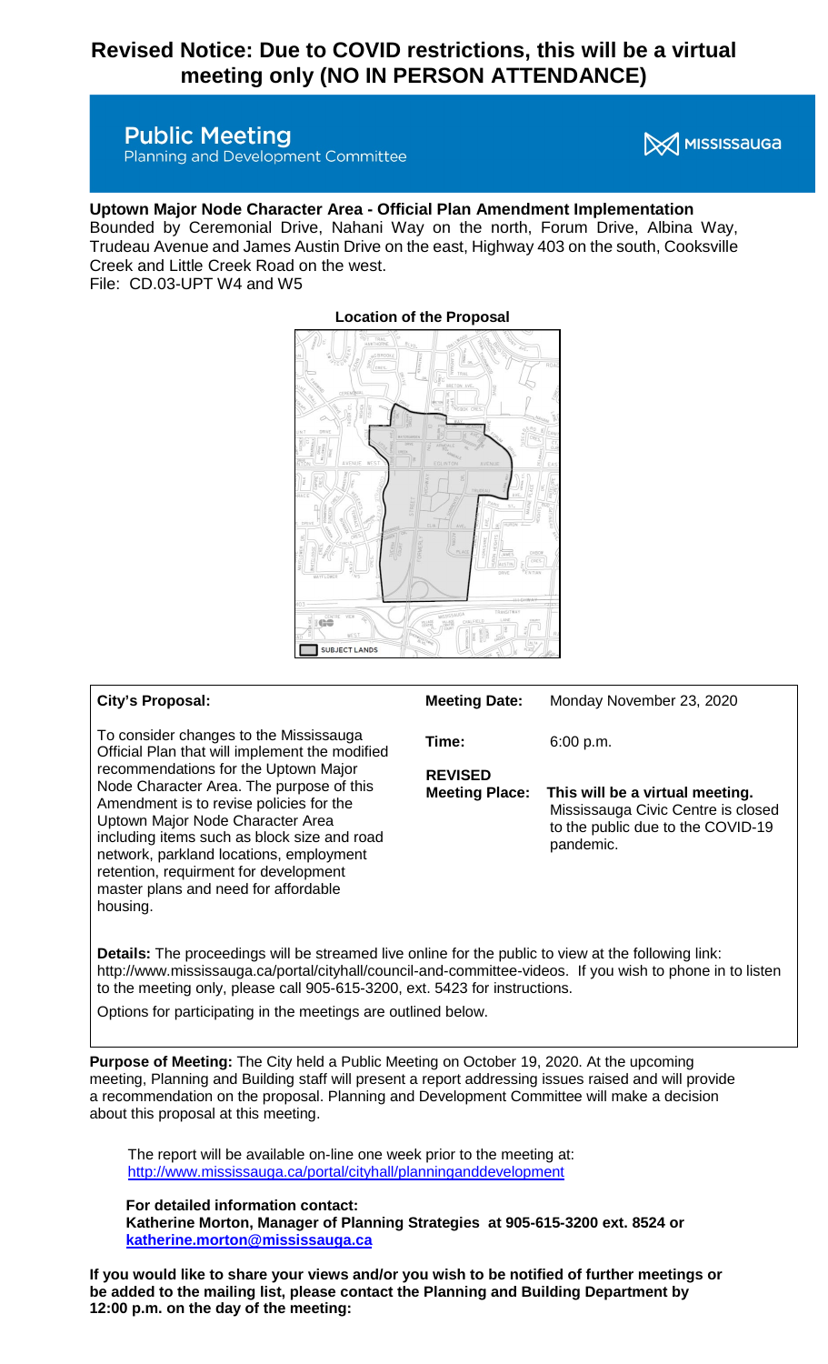# Revised Notice: Due to COVID restrictions, this will be a virtual meeting only (NO IN PERSON ATTENDANCE)

## Public Meeting

Planning and Development Committee

MISSISSAUGA

**Uptown Major Node Character Area - Official Plan Amendment Implementation**

Bounded by Ceremonial Drive, Nahani Way on the north, Forum Drive, Albina Way, Trudeau Avenue and James Austin Drive on the east, Highway 403 on the south, Cooksville Creek and Little Creek Road on the west.

File: CD.03-UPT W4 and W5

**Location of the Proposal**

SUBJECT LANDS

**City's Proposal:**

To consider changes to the Mississauga Official Plan that will implement the modified recommendations for the Uptown Major Node Character Area. The purpose of this Amendment is to revise policies for the Uptown Major Node Character Area including items such as block size and road network, parkland locations, employment retention, requirment for development master plans and need for affordable housing.

**Meeting Date:** Monday November 23, 2020

**Time:** 6:00 p.m.

**REVISED Meeting Place:** **This will be a virtual meeting.** Mississauga Civic Centre is closed to the public due to the COVID-19 pandemic.

**Details:** The proceedings will be streamed live online for the public to view at the following link: http://www.mississauga.ca/portal/cityhall/council-and-committee-videos. If you wish to phone in to listen to the meeting only, please call 905-615-3200, ext. 5423 for instructions.

Options for participating in the meetings are outlined below.

**Purpose of Meeting:** The City held a Public Meeting on October 19, 2020. At the upcoming meeting, Planning and Building staff will present a report addressing issues raised and will provide a recommendation on the proposal. Planning and Development Committee will make a decision about this proposal at this meeting.

The report will be available on-line one week prior to the meeting at: http://www.mississauga.ca/portal/cityhall/planninganddevelopment

**For detailed information contact:**
**Katherine Morton, Manager of Planning Strategies at 905-615-3200 ext. 8524 or katherine.morton@mississauga.ca**

**If you would like to share your views and/or you wish to be notified of further meetings or be added to the mailing list, please contact the Planning and Building Department by 12:00 p.m. on the day of the meeting:**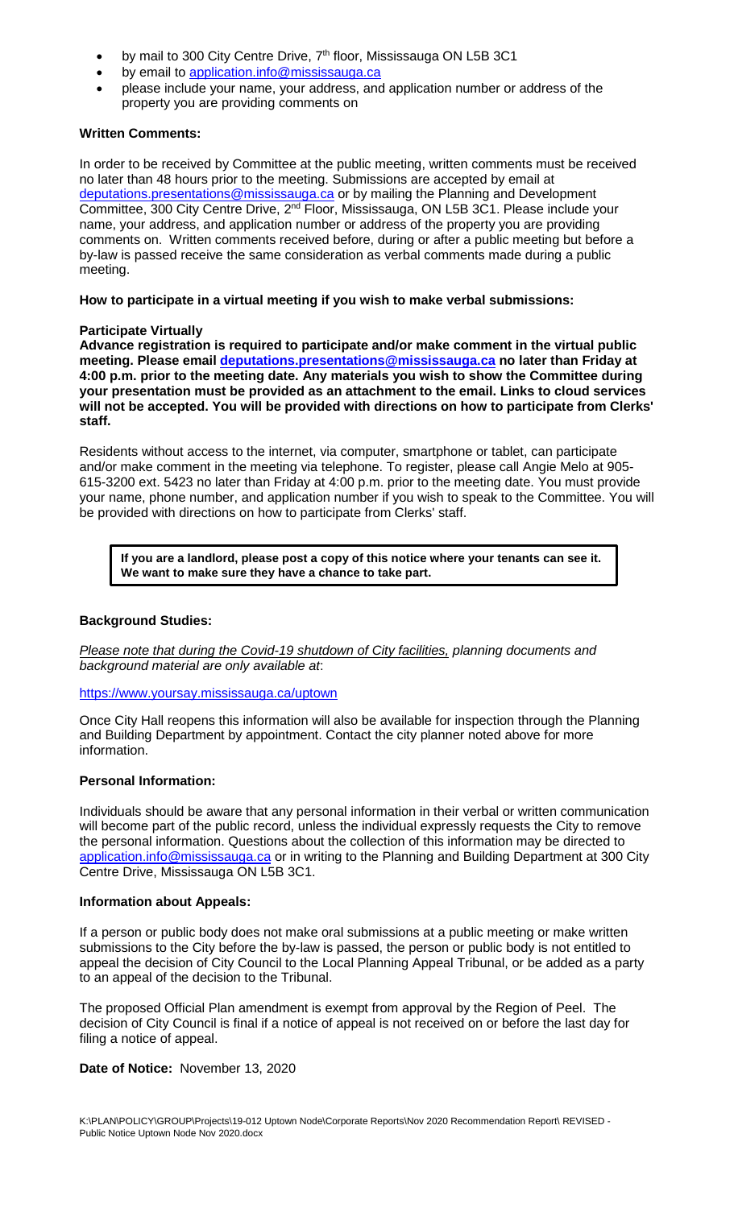- by mail to 300 City Centre Drive, 7th floor, Mississauga ON L5B 3C1
- by email to application.info@mississauga.ca
- please include your name, your address, and application number or address of the property you are providing comments on

**Written Comments:**

In order to be received by Committee at the public meeting, written comments must be received no later than 48 hours prior to the meeting. Submissions are accepted by email at deputations.presentations@mississauga.ca or by mailing the Planning and Development Committee, 300 City Centre Drive, 2nd Floor, Mississauga, ON L5B 3C1. Please include your name, your address, and application number or address of the property you are providing comments on. Written comments received before, during or after a public meeting but before a by-law is passed receive the same consideration as verbal comments made during a public meeting.

**How to participate in a virtual meeting if you wish to make verbal submissions:**

**Participate Virtually**

**Advance registration is required to participate and/or make comment in the virtual public meeting. Please email deputations.presentations@mississauga.ca no later than Friday at 4:00 p.m. prior to the meeting date. Any materials you wish to show the Committee during your presentation must be provided as an attachment to the email. Links to cloud services will not be accepted. You will be provided with directions on how to participate from Clerks' staff.**

Residents without access to the internet, via computer, smartphone or tablet, can participate and/or make comment in the meeting via telephone. To register, please call Angie Melo at 905-615-3200 ext. 5423 no later than Friday at 4:00 p.m. prior to the meeting date. You must provide your name, phone number, and application number if you wish to speak to the Committee. You will be provided with directions on how to participate from Clerks' staff.

**If you are a landlord, please post a copy of this notice where your tenants can see it. We want to make sure they have a chance to take part.**

**Background Studies:**

*Please note that during the Covid-19 shutdown of City facilities, planning documents and background material are only available at*:

https://www.yoursay.mississauga.ca/uptown

Once City Hall reopens this information will also be available for inspection through the Planning and Building Department by appointment. Contact the city planner noted above for more information.

**Personal Information:**

Individuals should be aware that any personal information in their verbal or written communication will become part of the public record, unless the individual expressly requests the City to remove the personal information. Questions about the collection of this information may be directed to application.info@mississauga.ca or in writing to the Planning and Building Department at 300 City Centre Drive, Mississauga ON L5B 3C1.

**Information about Appeals:**

If a person or public body does not make oral submissions at a public meeting or make written submissions to the City before the by-law is passed, the person or public body is not entitled to appeal the decision of City Council to the Local Planning Appeal Tribunal, or be added as a party to an appeal of the decision to the Tribunal.

The proposed Official Plan amendment is exempt from approval by the Region of Peel. The decision of City Council is final if a notice of appeal is not received on or before the last day for filing a notice of appeal.

**Date of Notice:** November 13, 2020

K:\PLAN\POLICY\GROUP\Projects\19-012 Uptown Node\Corporate Reports\Nov 2020 Recommendation Report\ REVISED - Public Notice Uptown Node Nov 2020.docx